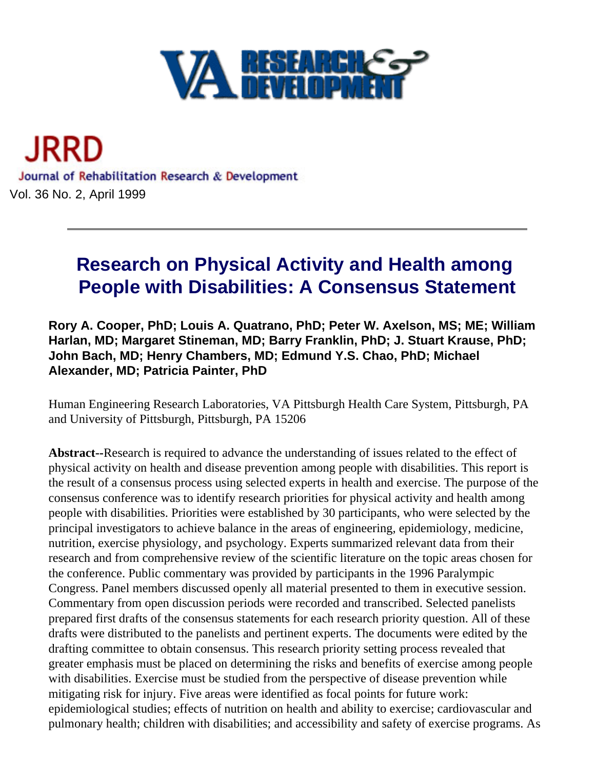# Research on Physical Activity and Health among People with Disabilities: A Consensus Statement

**Rory A. Cooper, PhD; Louis A. Quatrano, PhD; Peter W. Axelson, MS; ME; William Harlan, MD; Margaret Stineman, MD; Barry Franklin, PhD; J. Stuart Krause, PhD; John Bach, MD; Henry Chambers, MD; Edmund Y.S. Chao, PhD; Michael Alexander, MD; Patricia Painter, PhD**

Human Engineering Research Laboratories, VA Pittsburgh Health Care System, Pittsburgh, PA and University of Pittsburgh, Pittsburgh, PA 15206

**Abstract--**Research is required to advance the understanding of issues related to the effect of physical activity on health and disease prevention among people with disabilities. This report is the result of a consensus process using selected experts in health and exercise. The purpose of the consensus conference was to identify research priorities for physical activity and health among people with disabilities. Priorities were established by 30 participants, who were selected by the principal investigators to achieve balance in the areas of engineering, epidemiology, medicine, nutrition, exercise physiology, and psychology. Experts summarized relevant data from their research and from comprehensive review of the scientific literature on the topic areas chosen for the conference. Public commentary was provided by participants in the 1996 Paralympic Congress. Panel members discussed openly all material presented to them in executive session. Commentary from open discussion periods were recorded and transcribed. Selected panelists prepared first drafts of the consensus statements for each research priority question. All of these drafts were distributed to the panelists and pertinent experts. The documents were edited by the drafting committee to obtain consensus. This research priority setting process revealed that greater emphasis must be placed on determining the risks and benefits of exercise among people with disabilities. Exercise must be studied from the perspective of disease prevention while mitigating risk for injury. Five areas were identified as focal points for future work: epidemiological studies; effects of nutrition on health and ability to exercise; cardiovascular and pulmonary health; children with disabilities; and accessibility and safety of exercise programs. As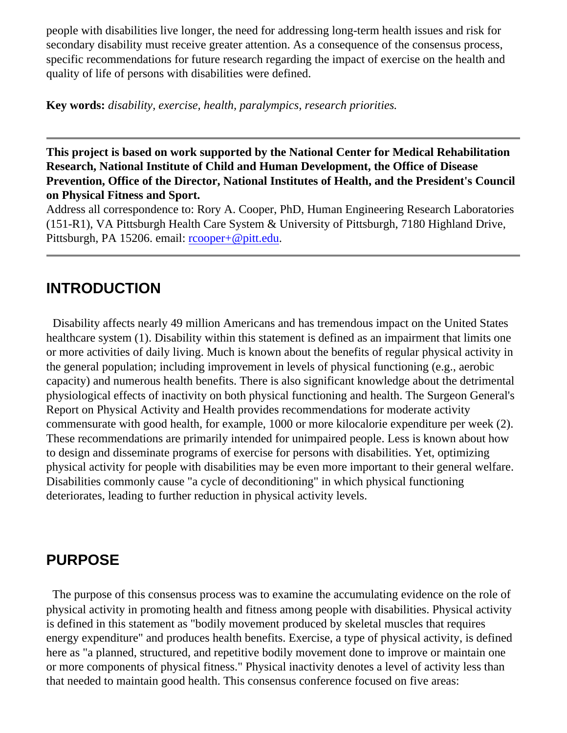people with disabilities live longer, the need for addressing long-term health issues and risk for secondary disability must receive greater attention. As a consequence of the consensus process, specific recommendations for future research regarding the impact of exercise on the health and quality of life of persons with disabilities were defined.

**Key words:** *disability, exercise, health, paralympics, research priorities.*

---

**This project is based on work supported by the National Center for Medical Rehabilitation Research, National Institute of Child and Human Development, the Office of Disease Prevention, Office of the Director, National Institutes of Health, and the President's Council on Physical Fitness and Sport.**
Address all correspondence to: Rory A. Cooper, PhD, Human Engineering Research Laboratories (151-R1), VA Pittsburgh Health Care System & University of Pittsburgh, 7180 Highland Drive, Pittsburgh, PA 15206. email: rcooper+@pitt.edu.

---

## INTRODUCTION

Disability affects nearly 49 million Americans and has tremendous impact on the United States healthcare system (1). Disability within this statement is defined as an impairment that limits one or more activities of daily living. Much is known about the benefits of regular physical activity in the general population; including improvement in levels of physical functioning (e.g., aerobic capacity) and numerous health benefits. There is also significant knowledge about the detrimental physiological effects of inactivity on both physical functioning and health. The Surgeon General's Report on Physical Activity and Health provides recommendations for moderate activity commensurate with good health, for example, 1000 or more kilocalorie expenditure per week (2). These recommendations are primarily intended for unimpaired people. Less is known about how to design and disseminate programs of exercise for persons with disabilities. Yet, optimizing physical activity for people with disabilities may be even more important to their general welfare. Disabilities commonly cause "a cycle of deconditioning" in which physical functioning deteriorates, leading to further reduction in physical activity levels.

## PURPOSE

The purpose of this consensus process was to examine the accumulating evidence on the role of physical activity in promoting health and fitness among people with disabilities. Physical activity is defined in this statement as "bodily movement produced by skeletal muscles that requires energy expenditure" and produces health benefits. Exercise, a type of physical activity, is defined here as "a planned, structured, and repetitive bodily movement done to improve or maintain one or more components of physical fitness." Physical inactivity denotes a level of activity less than that needed to maintain good health. This consensus conference focused on five areas: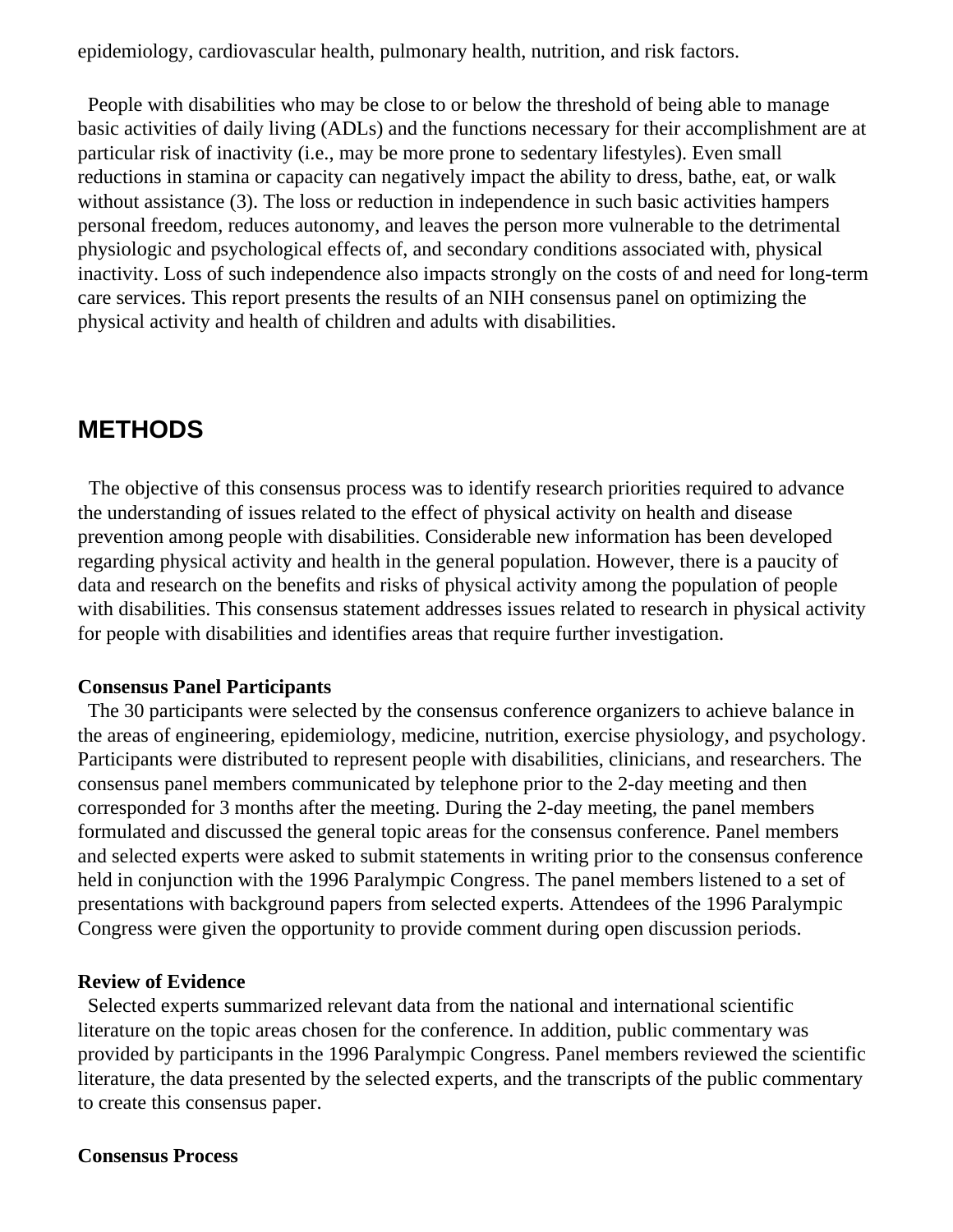epidemiology, cardiovascular health, pulmonary health, nutrition, and risk factors.

People with disabilities who may be close to or below the threshold of being able to manage basic activities of daily living (ADLs) and the functions necessary for their accomplishment are at particular risk of inactivity (i.e., may be more prone to sedentary lifestyles). Even small reductions in stamina or capacity can negatively impact the ability to dress, bathe, eat, or walk without assistance (3). The loss or reduction in independence in such basic activities hampers personal freedom, reduces autonomy, and leaves the person more vulnerable to the detrimental physiologic and psychological effects of, and secondary conditions associated with, physical inactivity. Loss of such independence also impacts strongly on the costs of and need for long-term care services. This report presents the results of an NIH consensus panel on optimizing the physical activity and health of children and adults with disabilities.

## METHODS

The objective of this consensus process was to identify research priorities required to advance the understanding of issues related to the effect of physical activity on health and disease prevention among people with disabilities. Considerable new information has been developed regarding physical activity and health in the general population. However, there is a paucity of data and research on the benefits and risks of physical activity among the population of people with disabilities. This consensus statement addresses issues related to research in physical activity for people with disabilities and identifies areas that require further investigation.

**Consensus Panel Participants**

The 30 participants were selected by the consensus conference organizers to achieve balance in the areas of engineering, epidemiology, medicine, nutrition, exercise physiology, and psychology. Participants were distributed to represent people with disabilities, clinicians, and researchers. The consensus panel members communicated by telephone prior to the 2-day meeting and then corresponded for 3 months after the meeting. During the 2-day meeting, the panel members formulated and discussed the general topic areas for the consensus conference. Panel members and selected experts were asked to submit statements in writing prior to the consensus conference held in conjunction with the 1996 Paralympic Congress. The panel members listened to a set of presentations with background papers from selected experts. Attendees of the 1996 Paralympic Congress were given the opportunity to provide comment during open discussion periods.

**Review of Evidence**

Selected experts summarized relevant data from the national and international scientific literature on the topic areas chosen for the conference. In addition, public commentary was provided by participants in the 1996 Paralympic Congress. Panel members reviewed the scientific literature, the data presented by the selected experts, and the transcripts of the public commentary to create this consensus paper.

**Consensus Process**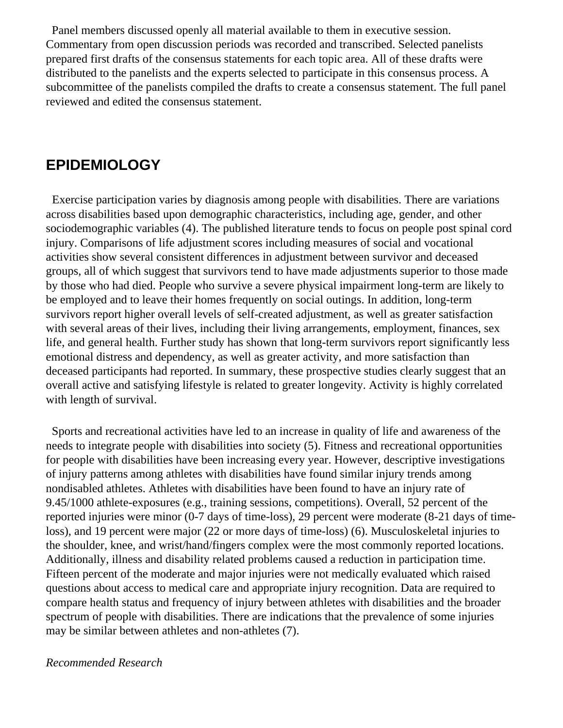Panel members discussed openly all material available to them in executive session. Commentary from open discussion periods was recorded and transcribed. Selected panelists prepared first drafts of the consensus statements for each topic area. All of these drafts were distributed to the panelists and the experts selected to participate in this consensus process. A subcommittee of the panelists compiled the drafts to create a consensus statement. The full panel reviewed and edited the consensus statement.

## EPIDEMIOLOGY

Exercise participation varies by diagnosis among people with disabilities. There are variations across disabilities based upon demographic characteristics, including age, gender, and other sociodemographic variables (4). The published literature tends to focus on people post spinal cord injury. Comparisons of life adjustment scores including measures of social and vocational activities show several consistent differences in adjustment between survivor and deceased groups, all of which suggest that survivors tend to have made adjustments superior to those made by those who had died. People who survive a severe physical impairment long-term are likely to be employed and to leave their homes frequently on social outings. In addition, long-term survivors report higher overall levels of self-created adjustment, as well as greater satisfaction with several areas of their lives, including their living arrangements, employment, finances, sex life, and general health. Further study has shown that long-term survivors report significantly less emotional distress and dependency, as well as greater activity, and more satisfaction than deceased participants had reported. In summary, these prospective studies clearly suggest that an overall active and satisfying lifestyle is related to greater longevity. Activity is highly correlated with length of survival.

Sports and recreational activities have led to an increase in quality of life and awareness of the needs to integrate people with disabilities into society (5). Fitness and recreational opportunities for people with disabilities have been increasing every year. However, descriptive investigations of injury patterns among athletes with disabilities have found similar injury trends among nondisabled athletes. Athletes with disabilities have been found to have an injury rate of 9.45/1000 athlete-exposures (e.g., training sessions, competitions). Overall, 52 percent of the reported injuries were minor (0-7 days of time-loss), 29 percent were moderate (8-21 days of time-loss), and 19 percent were major (22 or more days of time-loss) (6). Musculoskeletal injuries to the shoulder, knee, and wrist/hand/fingers complex were the most commonly reported locations. Additionally, illness and disability related problems caused a reduction in participation time. Fifteen percent of the moderate and major injuries were not medically evaluated which raised questions about access to medical care and appropriate injury recognition. Data are required to compare health status and frequency of injury between athletes with disabilities and the broader spectrum of people with disabilities. There are indications that the prevalence of some injuries may be similar between athletes and non-athletes (7).

*Recommended Research*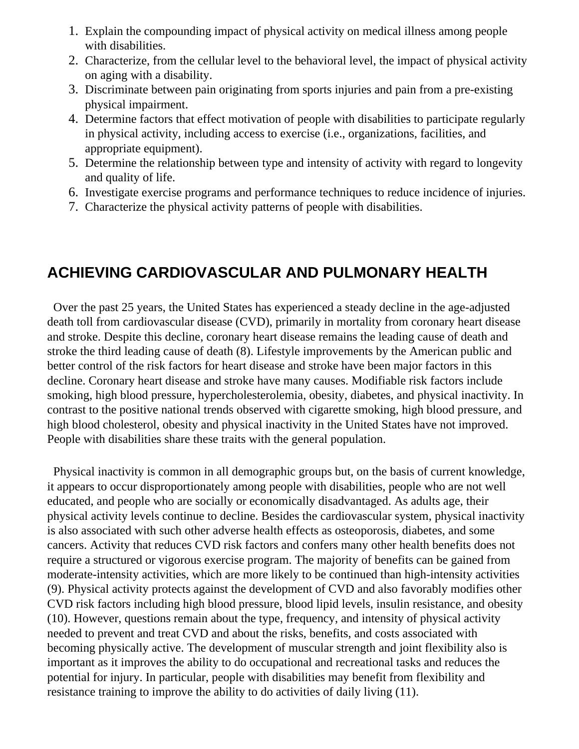1. Explain the compounding impact of physical activity on medical illness among people with disabilities.
2. Characterize, from the cellular level to the behavioral level, the impact of physical activity on aging with a disability.
3. Discriminate between pain originating from sports injuries and pain from a pre-existing physical impairment.
4. Determine factors that effect motivation of people with disabilities to participate regularly in physical activity, including access to exercise (i.e., organizations, facilities, and appropriate equipment).
5. Determine the relationship between type and intensity of activity with regard to longevity and quality of life.
6. Investigate exercise programs and performance techniques to reduce incidence of injuries.
7. Characterize the physical activity patterns of people with disabilities.

## ACHIEVING CARDIOVASCULAR AND PULMONARY HEALTH

Over the past 25 years, the United States has experienced a steady decline in the age-adjusted death toll from cardiovascular disease (CVD), primarily in mortality from coronary heart disease and stroke. Despite this decline, coronary heart disease remains the leading cause of death and stroke the third leading cause of death (8). Lifestyle improvements by the American public and better control of the risk factors for heart disease and stroke have been major factors in this decline. Coronary heart disease and stroke have many causes. Modifiable risk factors include smoking, high blood pressure, hypercholesterolemia, obesity, diabetes, and physical inactivity. In contrast to the positive national trends observed with cigarette smoking, high blood pressure, and high blood cholesterol, obesity and physical inactivity in the United States have not improved. People with disabilities share these traits with the general population.

Physical inactivity is common in all demographic groups but, on the basis of current knowledge, it appears to occur disproportionately among people with disabilities, people who are not well educated, and people who are socially or economically disadvantaged. As adults age, their physical activity levels continue to decline. Besides the cardiovascular system, physical inactivity is also associated with such other adverse health effects as osteoporosis, diabetes, and some cancers. Activity that reduces CVD risk factors and confers many other health benefits does not require a structured or vigorous exercise program. The majority of benefits can be gained from moderate-intensity activities, which are more likely to be continued than high-intensity activities (9). Physical activity protects against the development of CVD and also favorably modifies other CVD risk factors including high blood pressure, blood lipid levels, insulin resistance, and obesity (10). However, questions remain about the type, frequency, and intensity of physical activity needed to prevent and treat CVD and about the risks, benefits, and costs associated with becoming physically active. The development of muscular strength and joint flexibility also is important as it improves the ability to do occupational and recreational tasks and reduces the potential for injury. In particular, people with disabilities may benefit from flexibility and resistance training to improve the ability to do activities of daily living (11).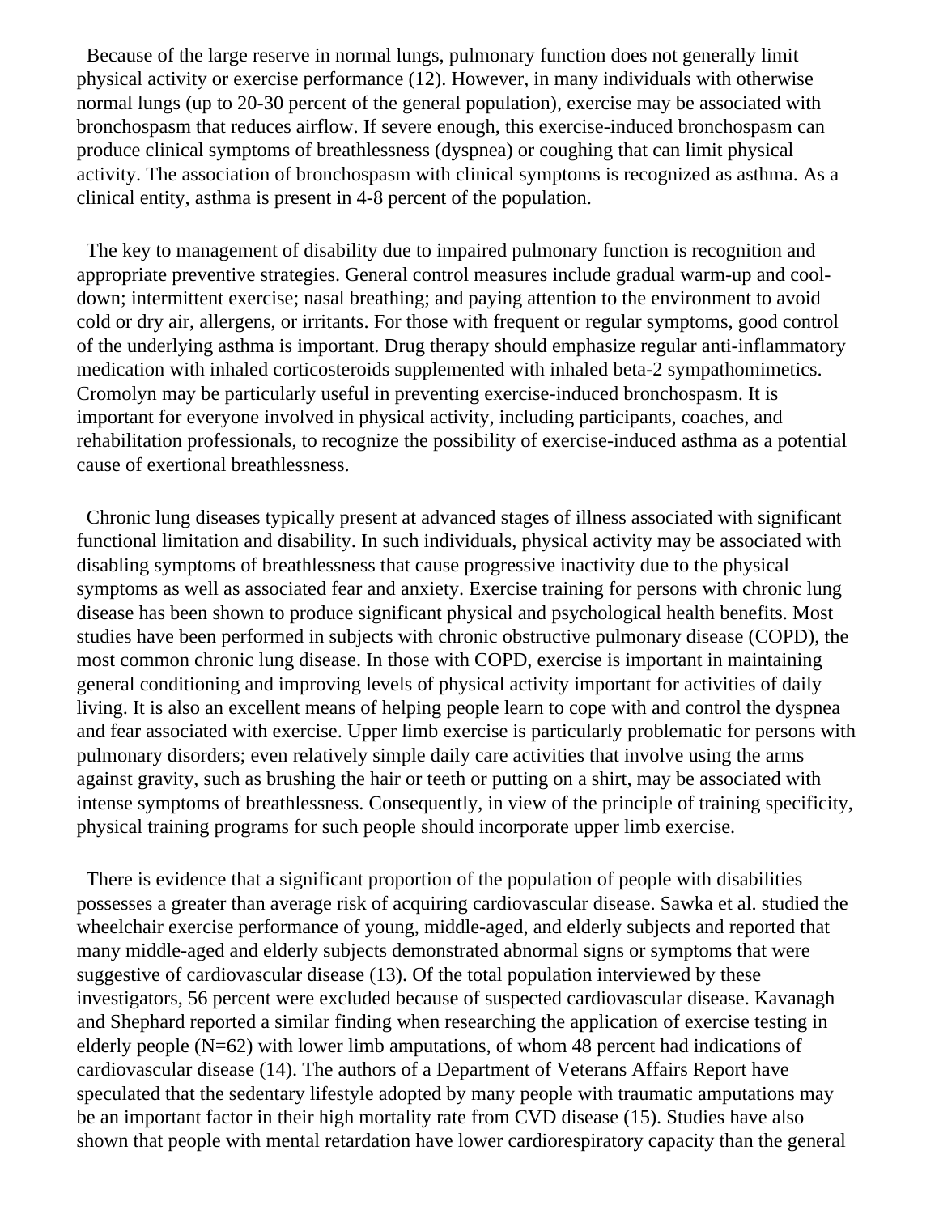Because of the large reserve in normal lungs, pulmonary function does not generally limit physical activity or exercise performance (12). However, in many individuals with otherwise normal lungs (up to 20-30 percent of the general population), exercise may be associated with bronchospasm that reduces airflow. If severe enough, this exercise-induced bronchospasm can produce clinical symptoms of breathlessness (dyspnea) or coughing that can limit physical activity. The association of bronchospasm with clinical symptoms is recognized as asthma. As a clinical entity, asthma is present in 4-8 percent of the population.

The key to management of disability due to impaired pulmonary function is recognition and appropriate preventive strategies. General control measures include gradual warm-up and cool-down; intermittent exercise; nasal breathing; and paying attention to the environment to avoid cold or dry air, allergens, or irritants. For those with frequent or regular symptoms, good control of the underlying asthma is important. Drug therapy should emphasize regular anti-inflammatory medication with inhaled corticosteroids supplemented with inhaled beta-2 sympathomimetics. Cromolyn may be particularly useful in preventing exercise-induced bronchospasm. It is important for everyone involved in physical activity, including participants, coaches, and rehabilitation professionals, to recognize the possibility of exercise-induced asthma as a potential cause of exertional breathlessness.

Chronic lung diseases typically present at advanced stages of illness associated with significant functional limitation and disability. In such individuals, physical activity may be associated with disabling symptoms of breathlessness that cause progressive inactivity due to the physical symptoms as well as associated fear and anxiety. Exercise training for persons with chronic lung disease has been shown to produce significant physical and psychological health benefits. Most studies have been performed in subjects with chronic obstructive pulmonary disease (COPD), the most common chronic lung disease. In those with COPD, exercise is important in maintaining general conditioning and improving levels of physical activity important for activities of daily living. It is also an excellent means of helping people learn to cope with and control the dyspnea and fear associated with exercise. Upper limb exercise is particularly problematic for persons with pulmonary disorders; even relatively simple daily care activities that involve using the arms against gravity, such as brushing the hair or teeth or putting on a shirt, may be associated with intense symptoms of breathlessness. Consequently, in view of the principle of training specificity, physical training programs for such people should incorporate upper limb exercise.

There is evidence that a significant proportion of the population of people with disabilities possesses a greater than average risk of acquiring cardiovascular disease. Sawka et al. studied the wheelchair exercise performance of young, middle-aged, and elderly subjects and reported that many middle-aged and elderly subjects demonstrated abnormal signs or symptoms that were suggestive of cardiovascular disease (13). Of the total population interviewed by these investigators, 56 percent were excluded because of suspected cardiovascular disease. Kavanagh and Shephard reported a similar finding when researching the application of exercise testing in elderly people (N=62) with lower limb amputations, of whom 48 percent had indications of cardiovascular disease (14). The authors of a Department of Veterans Affairs Report have speculated that the sedentary lifestyle adopted by many people with traumatic amputations may be an important factor in their high mortality rate from CVD disease (15). Studies have also shown that people with mental retardation have lower cardiorespiratory capacity than the general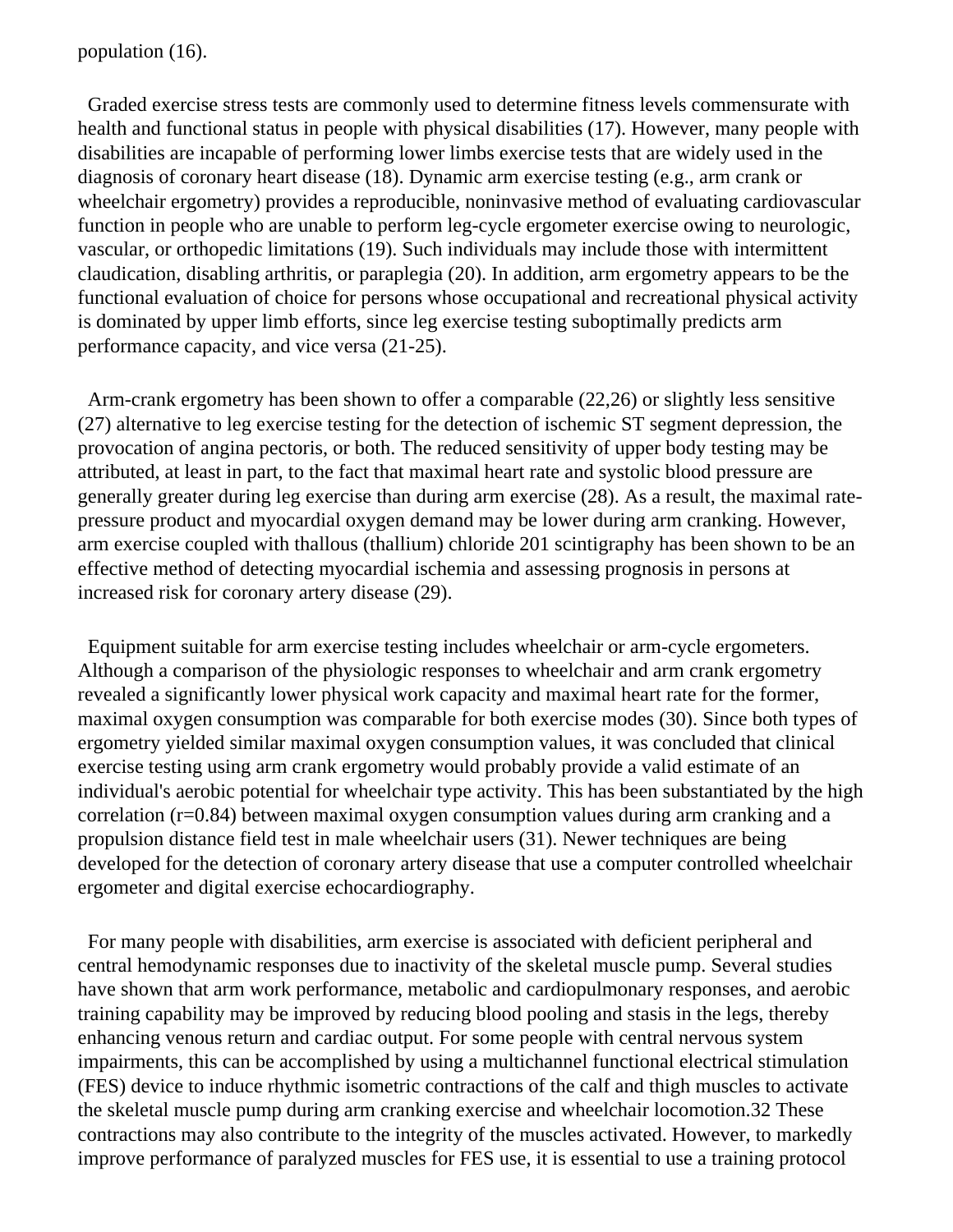population (16).

Graded exercise stress tests are commonly used to determine fitness levels commensurate with health and functional status in people with physical disabilities (17). However, many people with disabilities are incapable of performing lower limbs exercise tests that are widely used in the diagnosis of coronary heart disease (18). Dynamic arm exercise testing (e.g., arm crank or wheelchair ergometry) provides a reproducible, noninvasive method of evaluating cardiovascular function in people who are unable to perform leg-cycle ergometer exercise owing to neurologic, vascular, or orthopedic limitations (19). Such individuals may include those with intermittent claudication, disabling arthritis, or paraplegia (20). In addition, arm ergometry appears to be the functional evaluation of choice for persons whose occupational and recreational physical activity is dominated by upper limb efforts, since leg exercise testing suboptimally predicts arm performance capacity, and vice versa (21-25).

Arm-crank ergometry has been shown to offer a comparable (22,26) or slightly less sensitive (27) alternative to leg exercise testing for the detection of ischemic ST segment depression, the provocation of angina pectoris, or both. The reduced sensitivity of upper body testing may be attributed, at least in part, to the fact that maximal heart rate and systolic blood pressure are generally greater during leg exercise than during arm exercise (28). As a result, the maximal rate-pressure product and myocardial oxygen demand may be lower during arm cranking. However, arm exercise coupled with thallous (thallium) chloride 201 scintigraphy has been shown to be an effective method of detecting myocardial ischemia and assessing prognosis in persons at increased risk for coronary artery disease (29).

Equipment suitable for arm exercise testing includes wheelchair or arm-cycle ergometers. Although a comparison of the physiologic responses to wheelchair and arm crank ergometry revealed a significantly lower physical work capacity and maximal heart rate for the former, maximal oxygen consumption was comparable for both exercise modes (30). Since both types of ergometry yielded similar maximal oxygen consumption values, it was concluded that clinical exercise testing using arm crank ergometry would probably provide a valid estimate of an individual's aerobic potential for wheelchair type activity. This has been substantiated by the high correlation ($r=0.84$) between maximal oxygen consumption values during arm cranking and a propulsion distance field test in male wheelchair users (31). Newer techniques are being developed for the detection of coronary artery disease that use a computer controlled wheelchair ergometer and digital exercise echocardiography.

For many people with disabilities, arm exercise is associated with deficient peripheral and central hemodynamic responses due to inactivity of the skeletal muscle pump. Several studies have shown that arm work performance, metabolic and cardiopulmonary responses, and aerobic training capability may be improved by reducing blood pooling and stasis in the legs, thereby enhancing venous return and cardiac output. For some people with central nervous system impairments, this can be accomplished by using a multichannel functional electrical stimulation (FES) device to induce rhythmic isometric contractions of the calf and thigh muscles to activate the skeletal muscle pump during arm cranking exercise and wheelchair locomotion.32 These contractions may also contribute to the integrity of the muscles activated. However, to markedly improve performance of paralyzed muscles for FES use, it is essential to use a training protocol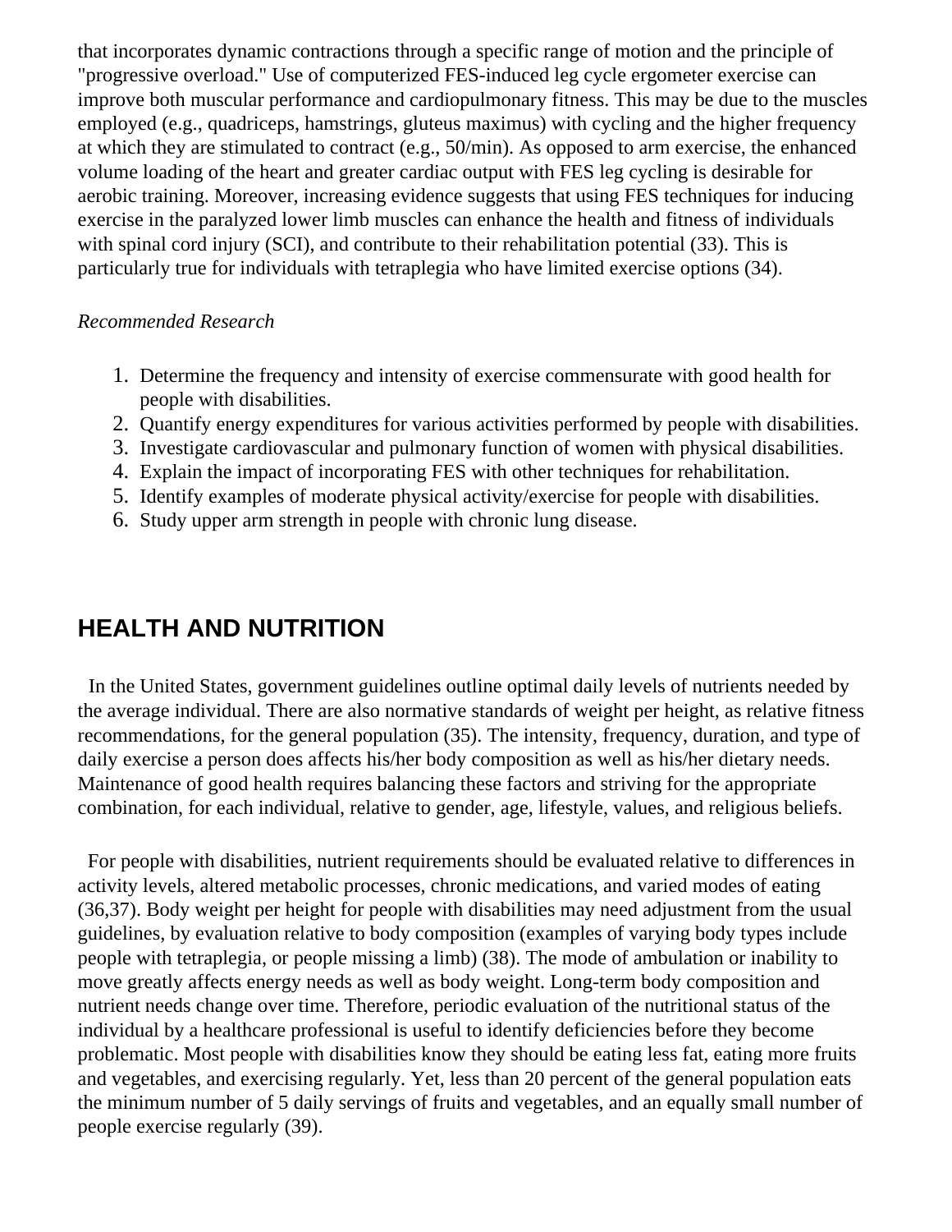that incorporates dynamic contractions through a specific range of motion and the principle of "progressive overload." Use of computerized FES-induced leg cycle ergometer exercise can improve both muscular performance and cardiopulmonary fitness. This may be due to the muscles employed (e.g., quadriceps, hamstrings, gluteus maximus) with cycling and the higher frequency at which they are stimulated to contract (e.g., 50/min). As opposed to arm exercise, the enhanced volume loading of the heart and greater cardiac output with FES leg cycling is desirable for aerobic training. Moreover, increasing evidence suggests that using FES techniques for inducing exercise in the paralyzed lower limb muscles can enhance the health and fitness of individuals with spinal cord injury (SCI), and contribute to their rehabilitation potential (33). This is particularly true for individuals with tetraplegia who have limited exercise options (34).

*Recommended Research*

1. Determine the frequency and intensity of exercise commensurate with good health for people with disabilities.
2. Quantify energy expenditures for various activities performed by people with disabilities.
3. Investigate cardiovascular and pulmonary function of women with physical disabilities.
4. Explain the impact of incorporating FES with other techniques for rehabilitation.
5. Identify examples of moderate physical activity/exercise for people with disabilities.
6. Study upper arm strength in people with chronic lung disease.

## HEALTH AND NUTRITION

In the United States, government guidelines outline optimal daily levels of nutrients needed by the average individual. There are also normative standards of weight per height, as relative fitness recommendations, for the general population (35). The intensity, frequency, duration, and type of daily exercise a person does affects his/her body composition as well as his/her dietary needs. Maintenance of good health requires balancing these factors and striving for the appropriate combination, for each individual, relative to gender, age, lifestyle, values, and religious beliefs.

For people with disabilities, nutrient requirements should be evaluated relative to differences in activity levels, altered metabolic processes, chronic medications, and varied modes of eating (36,37). Body weight per height for people with disabilities may need adjustment from the usual guidelines, by evaluation relative to body composition (examples of varying body types include people with tetraplegia, or people missing a limb) (38). The mode of ambulation or inability to move greatly affects energy needs as well as body weight. Long-term body composition and nutrient needs change over time. Therefore, periodic evaluation of the nutritional status of the individual by a healthcare professional is useful to identify deficiencies before they become problematic. Most people with disabilities know they should be eating less fat, eating more fruits and vegetables, and exercising regularly. Yet, less than 20 percent of the general population eats the minimum number of 5 daily servings of fruits and vegetables, and an equally small number of people exercise regularly (39).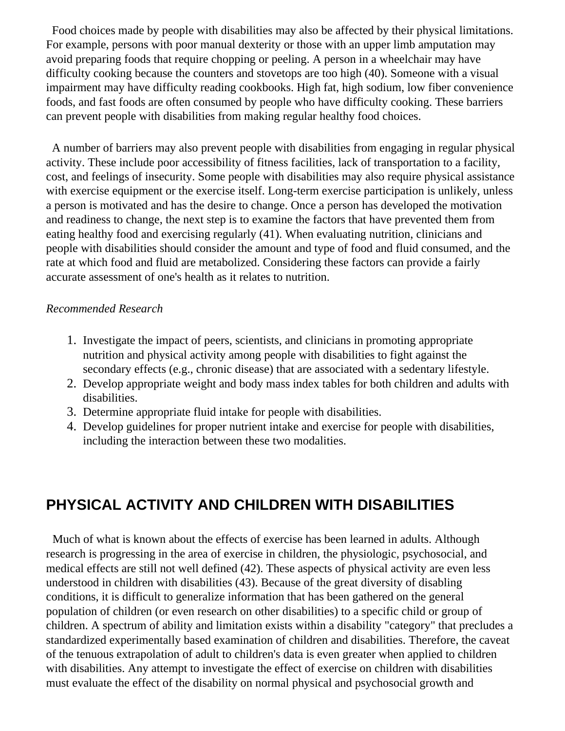Food choices made by people with disabilities may also be affected by their physical limitations. For example, persons with poor manual dexterity or those with an upper limb amputation may avoid preparing foods that require chopping or peeling. A person in a wheelchair may have difficulty cooking because the counters and stovetops are too high (40). Someone with a visual impairment may have difficulty reading cookbooks. High fat, high sodium, low fiber convenience foods, and fast foods are often consumed by people who have difficulty cooking. These barriers can prevent people with disabilities from making regular healthy food choices.

A number of barriers may also prevent people with disabilities from engaging in regular physical activity. These include poor accessibility of fitness facilities, lack of transportation to a facility, cost, and feelings of insecurity. Some people with disabilities may also require physical assistance with exercise equipment or the exercise itself. Long-term exercise participation is unlikely, unless a person is motivated and has the desire to change. Once a person has developed the motivation and readiness to change, the next step is to examine the factors that have prevented them from eating healthy food and exercising regularly (41). When evaluating nutrition, clinicians and people with disabilities should consider the amount and type of food and fluid consumed, and the rate at which food and fluid are metabolized. Considering these factors can provide a fairly accurate assessment of one's health as it relates to nutrition.

*Recommended Research*

1. Investigate the impact of peers, scientists, and clinicians in promoting appropriate nutrition and physical activity among people with disabilities to fight against the secondary effects (e.g., chronic disease) that are associated with a sedentary lifestyle.
2. Develop appropriate weight and body mass index tables for both children and adults with disabilities.
3. Determine appropriate fluid intake for people with disabilities.
4. Develop guidelines for proper nutrient intake and exercise for people with disabilities, including the interaction between these two modalities.

## PHYSICAL ACTIVITY AND CHILDREN WITH DISABILITIES

Much of what is known about the effects of exercise has been learned in adults. Although research is progressing in the area of exercise in children, the physiologic, psychosocial, and medical effects are still not well defined (42). These aspects of physical activity are even less understood in children with disabilities (43). Because of the great diversity of disabling conditions, it is difficult to generalize information that has been gathered on the general population of children (or even research on other disabilities) to a specific child or group of children. A spectrum of ability and limitation exists within a disability "category" that precludes a standardized experimentally based examination of children and disabilities. Therefore, the caveat of the tenuous extrapolation of adult to children's data is even greater when applied to children with disabilities. Any attempt to investigate the effect of exercise on children with disabilities must evaluate the effect of the disability on normal physical and psychosocial growth and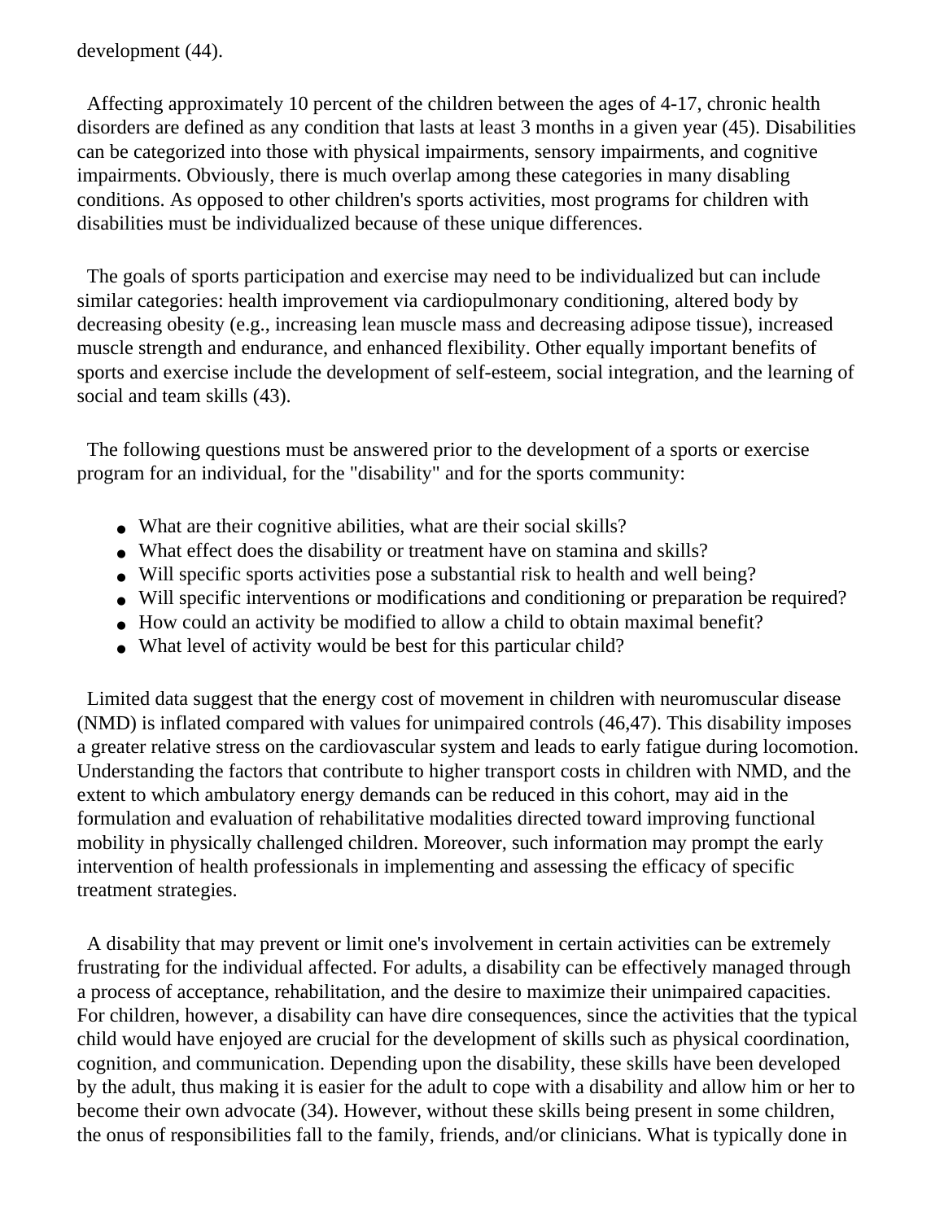development (44).

Affecting approximately 10 percent of the children between the ages of 4-17, chronic health disorders are defined as any condition that lasts at least 3 months in a given year (45). Disabilities can be categorized into those with physical impairments, sensory impairments, and cognitive impairments. Obviously, there is much overlap among these categories in many disabling conditions. As opposed to other children's sports activities, most programs for children with disabilities must be individualized because of these unique differences.

The goals of sports participation and exercise may need to be individualized but can include similar categories: health improvement via cardiopulmonary conditioning, altered body by decreasing obesity (e.g., increasing lean muscle mass and decreasing adipose tissue), increased muscle strength and endurance, and enhanced flexibility. Other equally important benefits of sports and exercise include the development of self-esteem, social integration, and the learning of social and team skills (43).

The following questions must be answered prior to the development of a sports or exercise program for an individual, for the "disability" and for the sports community:

- What are their cognitive abilities, what are their social skills?
- What effect does the disability or treatment have on stamina and skills?
- Will specific sports activities pose a substantial risk to health and well being?
- Will specific interventions or modifications and conditioning or preparation be required?
- How could an activity be modified to allow a child to obtain maximal benefit?
- What level of activity would be best for this particular child?

Limited data suggest that the energy cost of movement in children with neuromuscular disease (NMD) is inflated compared with values for unimpaired controls (46,47). This disability imposes a greater relative stress on the cardiovascular system and leads to early fatigue during locomotion. Understanding the factors that contribute to higher transport costs in children with NMD, and the extent to which ambulatory energy demands can be reduced in this cohort, may aid in the formulation and evaluation of rehabilitative modalities directed toward improving functional mobility in physically challenged children. Moreover, such information may prompt the early intervention of health professionals in implementing and assessing the efficacy of specific treatment strategies.

A disability that may prevent or limit one's involvement in certain activities can be extremely frustrating for the individual affected. For adults, a disability can be effectively managed through a process of acceptance, rehabilitation, and the desire to maximize their unimpaired capacities. For children, however, a disability can have dire consequences, since the activities that the typical child would have enjoyed are crucial for the development of skills such as physical coordination, cognition, and communication. Depending upon the disability, these skills have been developed by the adult, thus making it is easier for the adult to cope with a disability and allow him or her to become their own advocate (34). However, without these skills being present in some children, the onus of responsibilities fall to the family, friends, and/or clinicians. What is typically done in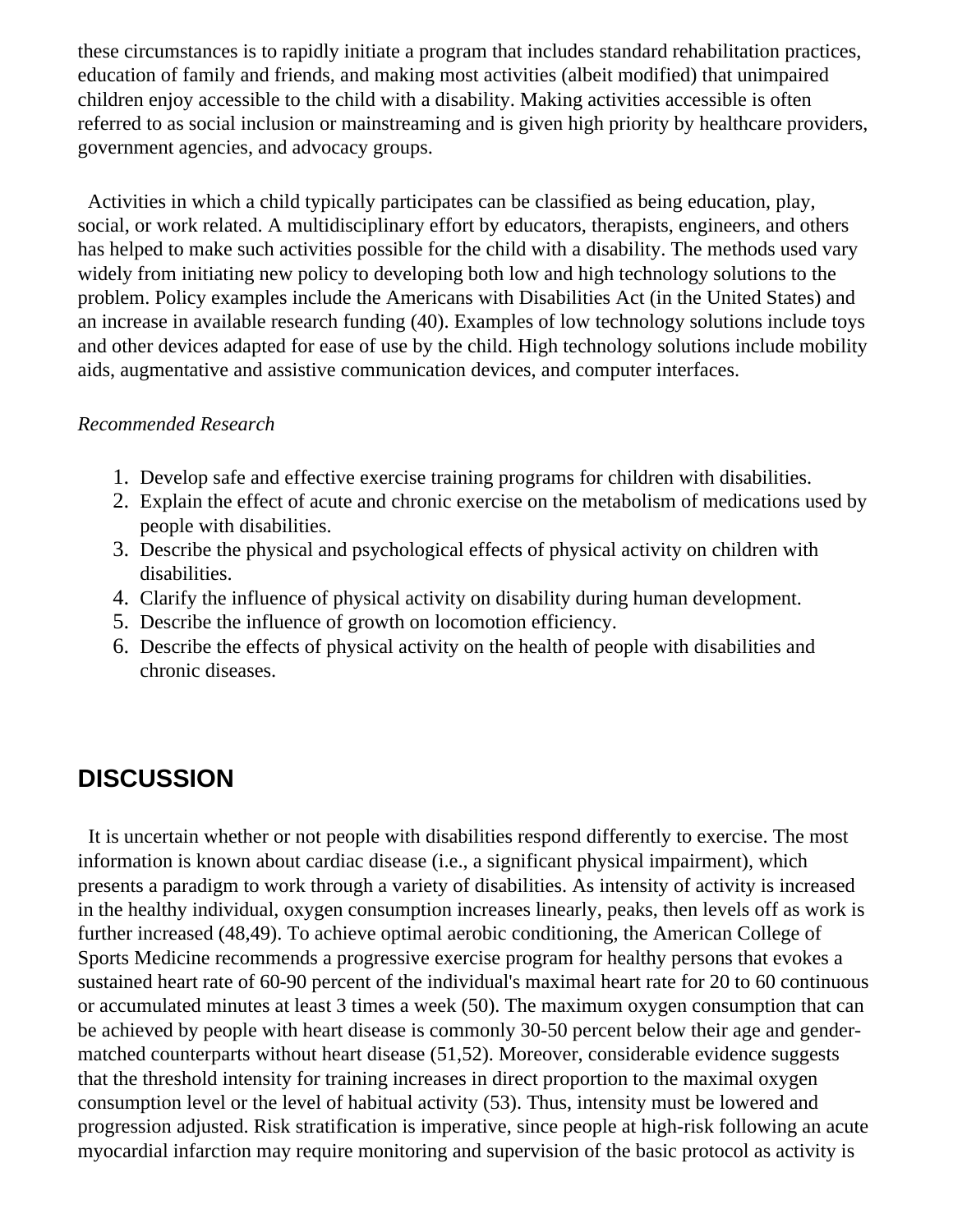these circumstances is to rapidly initiate a program that includes standard rehabilitation practices, education of family and friends, and making most activities (albeit modified) that unimpaired children enjoy accessible to the child with a disability. Making activities accessible is often referred to as social inclusion or mainstreaming and is given high priority by healthcare providers, government agencies, and advocacy groups.

Activities in which a child typically participates can be classified as being education, play, social, or work related. A multidisciplinary effort by educators, therapists, engineers, and others has helped to make such activities possible for the child with a disability. The methods used vary widely from initiating new policy to developing both low and high technology solutions to the problem. Policy examples include the Americans with Disabilities Act (in the United States) and an increase in available research funding (40). Examples of low technology solutions include toys and other devices adapted for ease of use by the child. High technology solutions include mobility aids, augmentative and assistive communication devices, and computer interfaces.

*Recommended Research*

1. Develop safe and effective exercise training programs for children with disabilities.
2. Explain the effect of acute and chronic exercise on the metabolism of medications used by people with disabilities.
3. Describe the physical and psychological effects of physical activity on children with disabilities.
4. Clarify the influence of physical activity on disability during human development.
5. Describe the influence of growth on locomotion efficiency.
6. Describe the effects of physical activity on the health of people with disabilities and chronic diseases.

## DISCUSSION

It is uncertain whether or not people with disabilities respond differently to exercise. The most information is known about cardiac disease (i.e., a significant physical impairment), which presents a paradigm to work through a variety of disabilities. As intensity of activity is increased in the healthy individual, oxygen consumption increases linearly, peaks, then levels off as work is further increased (48,49). To achieve optimal aerobic conditioning, the American College of Sports Medicine recommends a progressive exercise program for healthy persons that evokes a sustained heart rate of 60-90 percent of the individual's maximal heart rate for 20 to 60 continuous or accumulated minutes at least 3 times a week (50). The maximum oxygen consumption that can be achieved by people with heart disease is commonly 30-50 percent below their age and gender-matched counterparts without heart disease (51,52). Moreover, considerable evidence suggests that the threshold intensity for training increases in direct proportion to the maximal oxygen consumption level or the level of habitual activity (53). Thus, intensity must be lowered and progression adjusted. Risk stratification is imperative, since people at high-risk following an acute myocardial infarction may require monitoring and supervision of the basic protocol as activity is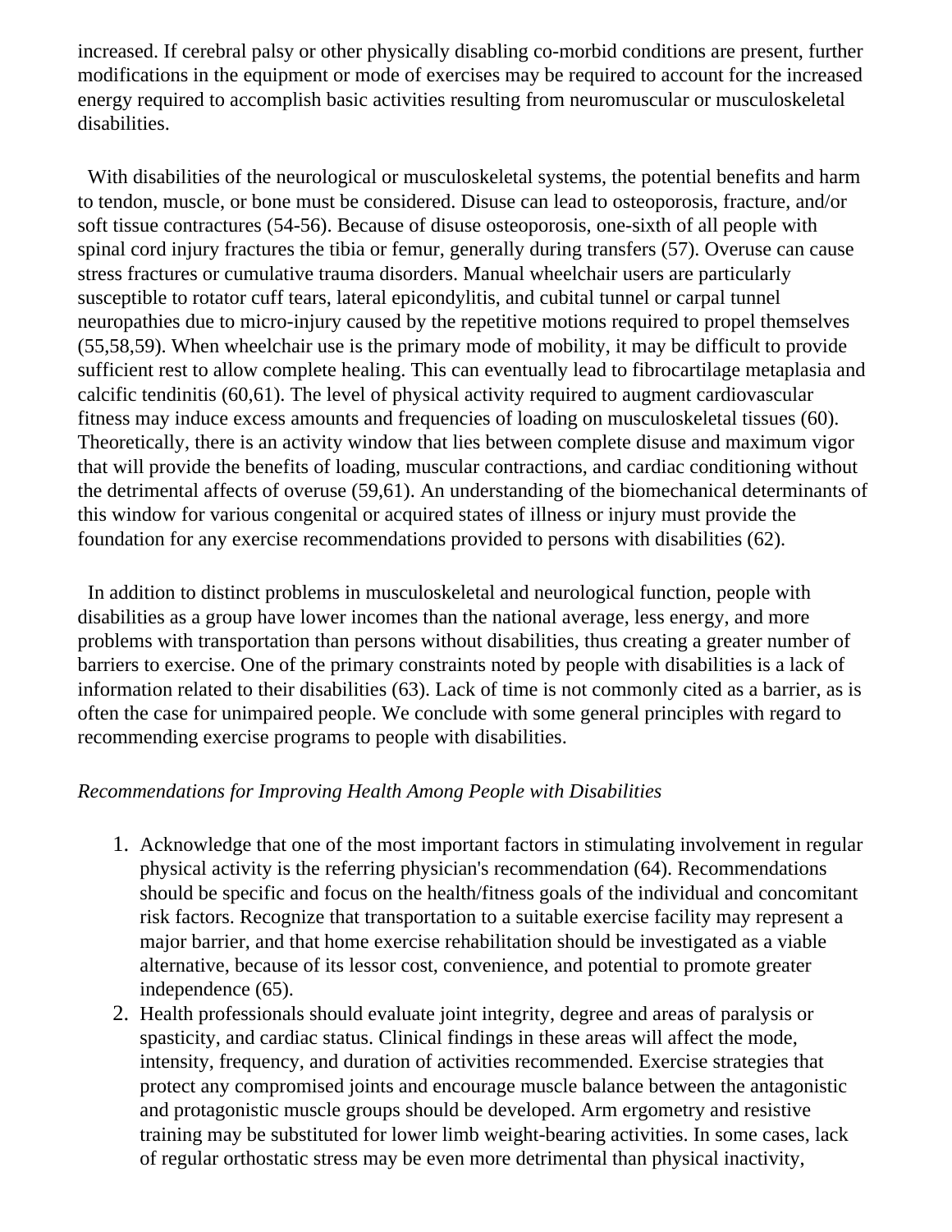increased. If cerebral palsy or other physically disabling co-morbid conditions are present, further modifications in the equipment or mode of exercises may be required to account for the increased energy required to accomplish basic activities resulting from neuromuscular or musculoskeletal disabilities.

With disabilities of the neurological or musculoskeletal systems, the potential benefits and harm to tendon, muscle, or bone must be considered. Disuse can lead to osteoporosis, fracture, and/or soft tissue contractures (54-56). Because of disuse osteoporosis, one-sixth of all people with spinal cord injury fractures the tibia or femur, generally during transfers (57). Overuse can cause stress fractures or cumulative trauma disorders. Manual wheelchair users are particularly susceptible to rotator cuff tears, lateral epicondylitis, and cubital tunnel or carpal tunnel neuropathies due to micro-injury caused by the repetitive motions required to propel themselves (55,58,59). When wheelchair use is the primary mode of mobility, it may be difficult to provide sufficient rest to allow complete healing. This can eventually lead to fibrocartilage metaplasia and calcific tendinitis (60,61). The level of physical activity required to augment cardiovascular fitness may induce excess amounts and frequencies of loading on musculoskeletal tissues (60). Theoretically, there is an activity window that lies between complete disuse and maximum vigor that will provide the benefits of loading, muscular contractions, and cardiac conditioning without the detrimental affects of overuse (59,61). An understanding of the biomechanical determinants of this window for various congenital or acquired states of illness or injury must provide the foundation for any exercise recommendations provided to persons with disabilities (62).

In addition to distinct problems in musculoskeletal and neurological function, people with disabilities as a group have lower incomes than the national average, less energy, and more problems with transportation than persons without disabilities, thus creating a greater number of barriers to exercise. One of the primary constraints noted by people with disabilities is a lack of information related to their disabilities (63). Lack of time is not commonly cited as a barrier, as is often the case for unimpaired people. We conclude with some general principles with regard to recommending exercise programs to people with disabilities.

*Recommendations for Improving Health Among People with Disabilities*

1. Acknowledge that one of the most important factors in stimulating involvement in regular physical activity is the referring physician's recommendation (64). Recommendations should be specific and focus on the health/fitness goals of the individual and concomitant risk factors. Recognize that transportation to a suitable exercise facility may represent a major barrier, and that home exercise rehabilitation should be investigated as a viable alternative, because of its lessor cost, convenience, and potential to promote greater independence (65).
2. Health professionals should evaluate joint integrity, degree and areas of paralysis or spasticity, and cardiac status. Clinical findings in these areas will affect the mode, intensity, frequency, and duration of activities recommended. Exercise strategies that protect any compromised joints and encourage muscle balance between the antagonistic and protagonistic muscle groups should be developed. Arm ergometry and resistive training may be substituted for lower limb weight-bearing activities. In some cases, lack of regular orthostatic stress may be even more detrimental than physical inactivity,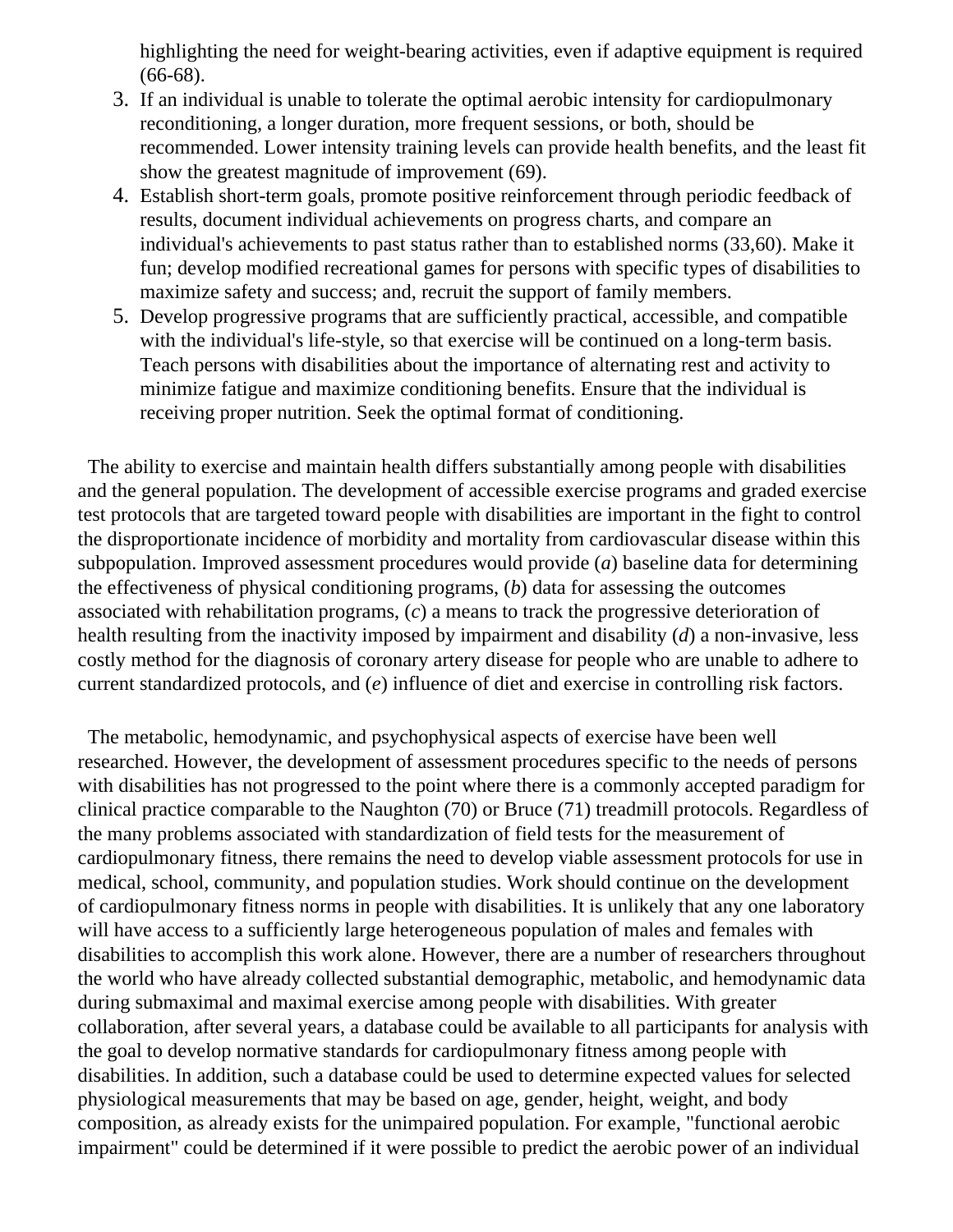highlighting the need for weight-bearing activities, even if adaptive equipment is required (66-68).

3. If an individual is unable to tolerate the optimal aerobic intensity for cardiopulmonary reconditioning, a longer duration, more frequent sessions, or both, should be recommended. Lower intensity training levels can provide health benefits, and the least fit show the greatest magnitude of improvement (69).
4. Establish short-term goals, promote positive reinforcement through periodic feedback of results, document individual achievements on progress charts, and compare an individual's achievements to past status rather than to established norms (33,60). Make it fun; develop modified recreational games for persons with specific types of disabilities to maximize safety and success; and, recruit the support of family members.
5. Develop progressive programs that are sufficiently practical, accessible, and compatible with the individual's life-style, so that exercise will be continued on a long-term basis. Teach persons with disabilities about the importance of alternating rest and activity to minimize fatigue and maximize conditioning benefits. Ensure that the individual is receiving proper nutrition. Seek the optimal format of conditioning.

The ability to exercise and maintain health differs substantially among people with disabilities and the general population. The development of accessible exercise programs and graded exercise test protocols that are targeted toward people with disabilities are important in the fight to control the disproportionate incidence of morbidity and mortality from cardiovascular disease within this subpopulation. Improved assessment procedures would provide (*a*) baseline data for determining the effectiveness of physical conditioning programs, (*b*) data for assessing the outcomes associated with rehabilitation programs, (*c*) a means to track the progressive deterioration of health resulting from the inactivity imposed by impairment and disability (*d*) a non-invasive, less costly method for the diagnosis of coronary artery disease for people who are unable to adhere to current standardized protocols, and (*e*) influence of diet and exercise in controlling risk factors.

The metabolic, hemodynamic, and psychophysical aspects of exercise have been well researched. However, the development of assessment procedures specific to the needs of persons with disabilities has not progressed to the point where there is a commonly accepted paradigm for clinical practice comparable to the Naughton (70) or Bruce (71) treadmill protocols. Regardless of the many problems associated with standardization of field tests for the measurement of cardiopulmonary fitness, there remains the need to develop viable assessment protocols for use in medical, school, community, and population studies. Work should continue on the development of cardiopulmonary fitness norms in people with disabilities. It is unlikely that any one laboratory will have access to a sufficiently large heterogeneous population of males and females with disabilities to accomplish this work alone. However, there are a number of researchers throughout the world who have already collected substantial demographic, metabolic, and hemodynamic data during submaximal and maximal exercise among people with disabilities. With greater collaboration, after several years, a database could be available to all participants for analysis with the goal to develop normative standards for cardiopulmonary fitness among people with disabilities. In addition, such a database could be used to determine expected values for selected physiological measurements that may be based on age, gender, height, weight, and body composition, as already exists for the unimpaired population. For example, "functional aerobic impairment" could be determined if it were possible to predict the aerobic power of an individual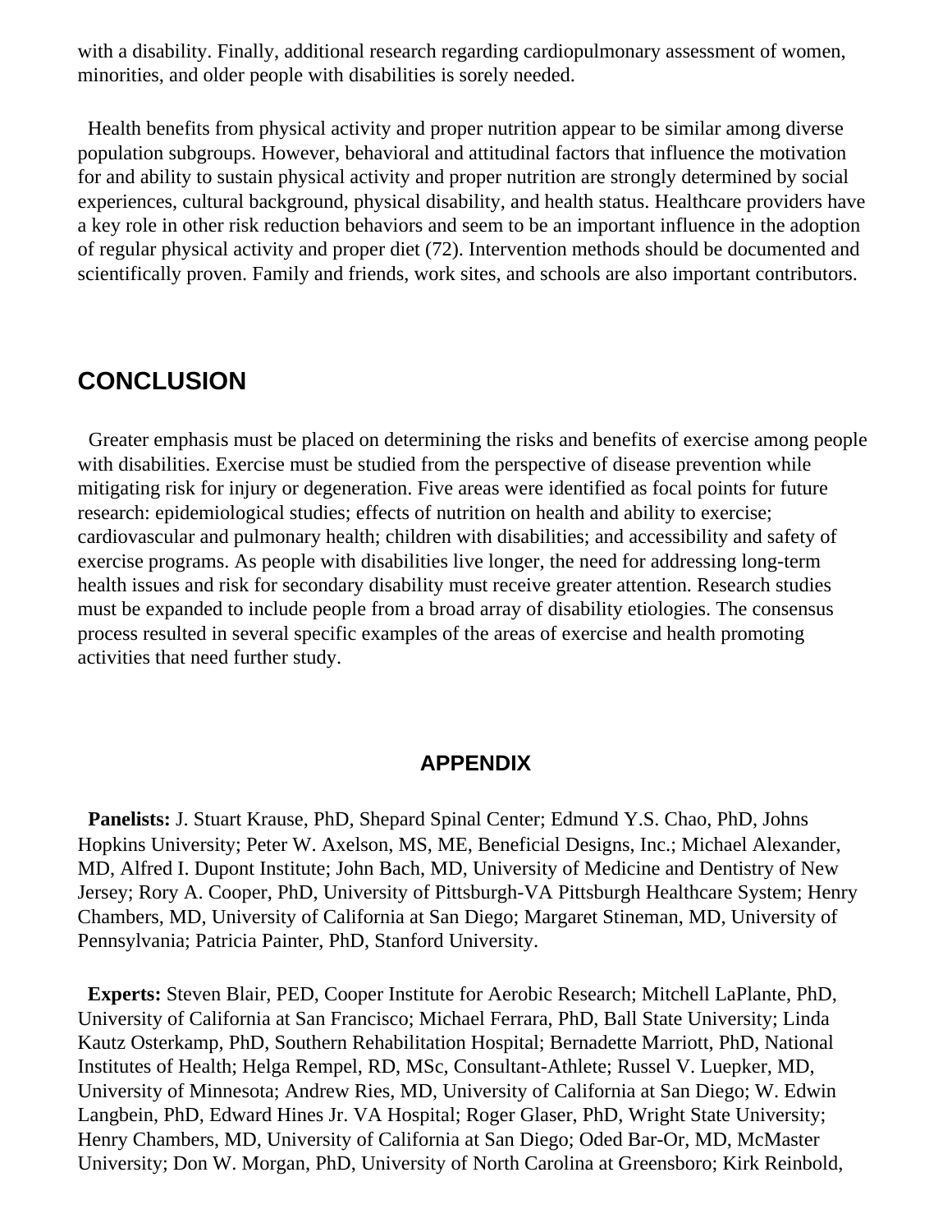with a disability. Finally, additional research regarding cardiopulmonary assessment of women, minorities, and older people with disabilities is sorely needed.

Health benefits from physical activity and proper nutrition appear to be similar among diverse population subgroups. However, behavioral and attitudinal factors that influence the motivation for and ability to sustain physical activity and proper nutrition are strongly determined by social experiences, cultural background, physical disability, and health status. Healthcare providers have a key role in other risk reduction behaviors and seem to be an important influence in the adoption of regular physical activity and proper diet (72). Intervention methods should be documented and scientifically proven. Family and friends, work sites, and schools are also important contributors.

## CONCLUSION

Greater emphasis must be placed on determining the risks and benefits of exercise among people with disabilities. Exercise must be studied from the perspective of disease prevention while mitigating risk for injury or degeneration. Five areas were identified as focal points for future research: epidemiological studies; effects of nutrition on health and ability to exercise; cardiovascular and pulmonary health; children with disabilities; and accessibility and safety of exercise programs. As people with disabilities live longer, the need for addressing long-term health issues and risk for secondary disability must receive greater attention. Research studies must be expanded to include people from a broad array of disability etiologies. The consensus process resulted in several specific examples of the areas of exercise and health promoting activities that need further study.

## APPENDIX

**Panelists:** J. Stuart Krause, PhD, Shepard Spinal Center; Edmund Y.S. Chao, PhD, Johns Hopkins University; Peter W. Axelson, MS, ME, Beneficial Designs, Inc.; Michael Alexander, MD, Alfred I. Dupont Institute; John Bach, MD, University of Medicine and Dentistry of New Jersey; Rory A. Cooper, PhD, University of Pittsburgh-VA Pittsburgh Healthcare System; Henry Chambers, MD, University of California at San Diego; Margaret Stineman, MD, University of Pennsylvania; Patricia Painter, PhD, Stanford University.

**Experts:** Steven Blair, PED, Cooper Institute for Aerobic Research; Mitchell LaPlante, PhD, University of California at San Francisco; Michael Ferrara, PhD, Ball State University; Linda Kautz Osterkamp, PhD, Southern Rehabilitation Hospital; Bernadette Marriott, PhD, National Institutes of Health; Helga Rempel, RD, MSc, Consultant-Athlete; Russel V. Luepker, MD, University of Minnesota; Andrew Ries, MD, University of California at San Diego; W. Edwin Langbein, PhD, Edward Hines Jr. VA Hospital; Roger Glaser, PhD, Wright State University; Henry Chambers, MD, University of California at San Diego; Oded Bar-Or, MD, McMaster University; Don W. Morgan, PhD, University of North Carolina at Greensboro; Kirk Reinbold,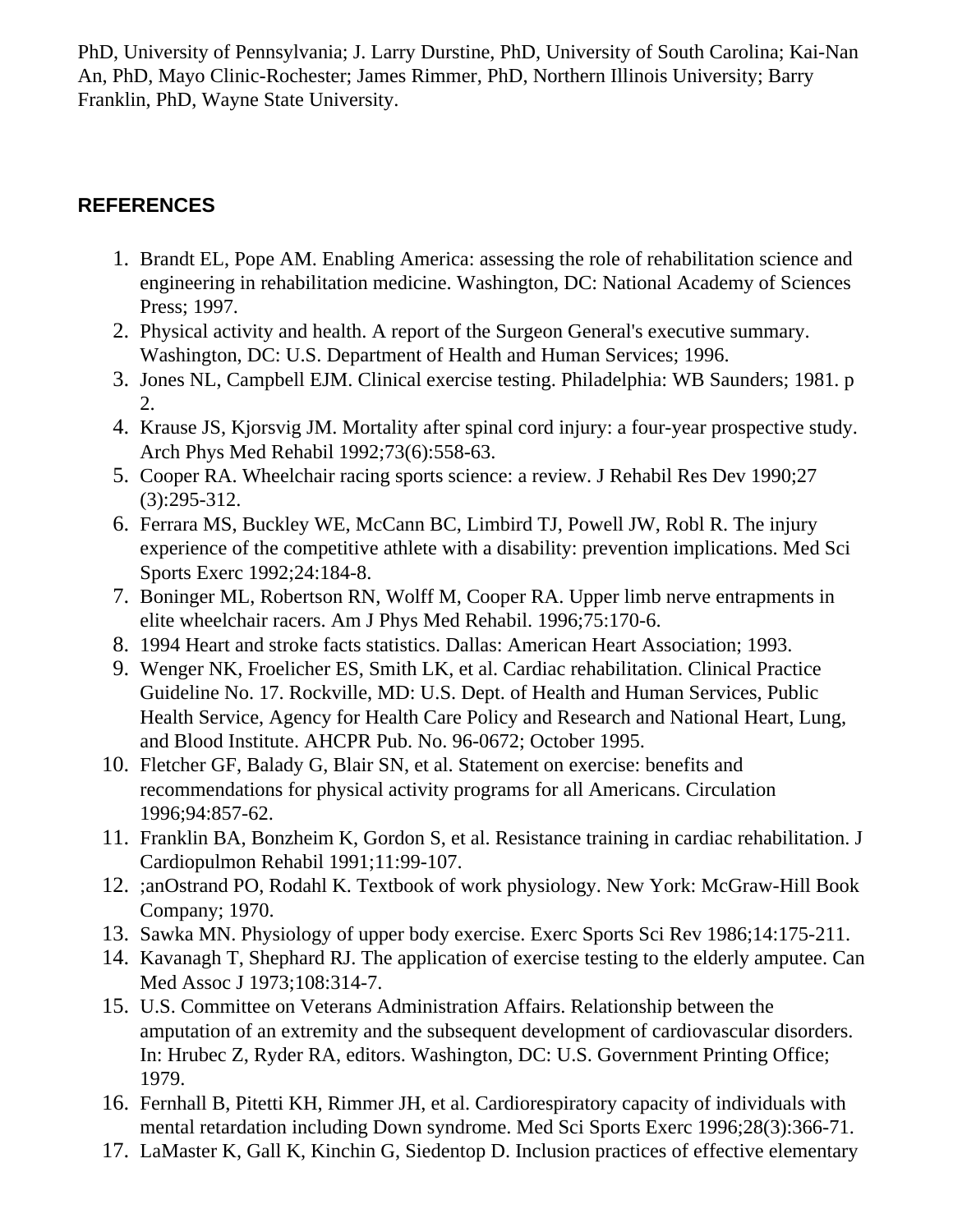PhD, University of Pennsylvania; J. Larry Durstine, PhD, University of South Carolina; Kai-Nan An, PhD, Mayo Clinic-Rochester; James Rimmer, PhD, Northern Illinois University; Barry Franklin, PhD, Wayne State University.

## REFERENCES

1. Brandt EL, Pope AM. Enabling America: assessing the role of rehabilitation science and engineering in rehabilitation medicine. Washington, DC: National Academy of Sciences Press; 1997.
2. Physical activity and health. A report of the Surgeon General's executive summary. Washington, DC: U.S. Department of Health and Human Services; 1996.
3. Jones NL, Campbell EJM. Clinical exercise testing. Philadelphia: WB Saunders; 1981. p 2.
4. Krause JS, Kjorsvig JM. Mortality after spinal cord injury: a four-year prospective study. Arch Phys Med Rehabil 1992;73(6):558-63.
5. Cooper RA. Wheelchair racing sports science: a review. J Rehabil Res Dev 1990;27 (3):295-312.
6. Ferrara MS, Buckley WE, McCann BC, Limbird TJ, Powell JW, Robl R. The injury experience of the competitive athlete with a disability: prevention implications. Med Sci Sports Exerc 1992;24:184-8.
7. Boninger ML, Robertson RN, Wolff M, Cooper RA. Upper limb nerve entrapments in elite wheelchair racers. Am J Phys Med Rehabil. 1996;75:170-6.
8. 1994 Heart and stroke facts statistics. Dallas: American Heart Association; 1993.
9. Wenger NK, Froelicher ES, Smith LK, et al. Cardiac rehabilitation. Clinical Practice Guideline No. 17. Rockville, MD: U.S. Dept. of Health and Human Services, Public Health Service, Agency for Health Care Policy and Research and National Heart, Lung, and Blood Institute. AHCPR Pub. No. 96-0672; October 1995.
10. Fletcher GF, Balady G, Blair SN, et al. Statement on exercise: benefits and recommendations for physical activity programs for all Americans. Circulation 1996;94:857-62.
11. Franklin BA, Bonzheim K, Gordon S, et al. Resistance training in cardiac rehabilitation. J Cardiopulmon Rehabil 1991;11:99-107.
12. ;anOstrand PO, Rodahl K. Textbook of work physiology. New York: McGraw-Hill Book Company; 1970.
13. Sawka MN. Physiology of upper body exercise. Exerc Sports Sci Rev 1986;14:175-211.
14. Kavanagh T, Shephard RJ. The application of exercise testing to the elderly amputee. Can Med Assoc J 1973;108:314-7.
15. U.S. Committee on Veterans Administration Affairs. Relationship between the amputation of an extremity and the subsequent development of cardiovascular disorders. In: Hrubec Z, Ryder RA, editors. Washington, DC: U.S. Government Printing Office; 1979.
16. Fernhall B, Pitetti KH, Rimmer JH, et al. Cardiorespiratory capacity of individuals with mental retardation including Down syndrome. Med Sci Sports Exerc 1996;28(3):366-71.
17. LaMaster K, Gall K, Kinchin G, Siedentop D. Inclusion practices of effective elementary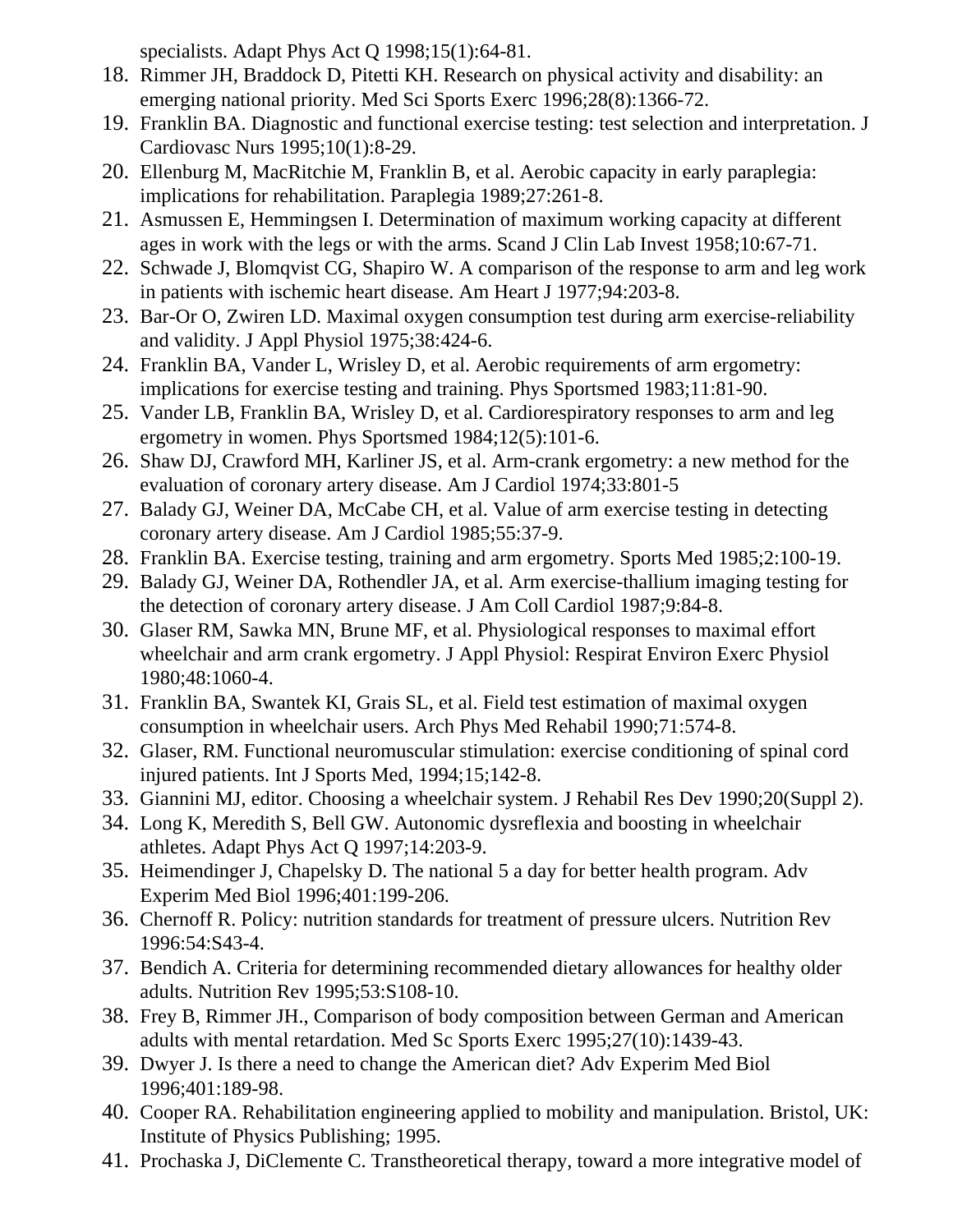specialists. Adapt Phys Act Q 1998;15(1):64-81.

18. Rimmer JH, Braddock D, Pitetti KH. Research on physical activity and disability: an emerging national priority. Med Sci Sports Exerc 1996;28(8):1366-72.
19. Franklin BA. Diagnostic and functional exercise testing: test selection and interpretation. J Cardiovasc Nurs 1995;10(1):8-29.
20. Ellenburg M, MacRitchie M, Franklin B, et al. Aerobic capacity in early paraplegia: implications for rehabilitation. Paraplegia 1989;27:261-8.
21. Asmussen E, Hemmingsen I. Determination of maximum working capacity at different ages in work with the legs or with the arms. Scand J Clin Lab Invest 1958;10:67-71.
22. Schwade J, Blomqvist CG, Shapiro W. A comparison of the response to arm and leg work in patients with ischemic heart disease. Am Heart J 1977;94:203-8.
23. Bar-Or O, Zwiren LD. Maximal oxygen consumption test during arm exercise-reliability and validity. J Appl Physiol 1975;38:424-6.
24. Franklin BA, Vander L, Wrisley D, et al. Aerobic requirements of arm ergometry: implications for exercise testing and training. Phys Sportsmed 1983;11:81-90.
25. Vander LB, Franklin BA, Wrisley D, et al. Cardiorespiratory responses to arm and leg ergometry in women. Phys Sportsmed 1984;12(5):101-6.
26. Shaw DJ, Crawford MH, Karliner JS, et al. Arm-crank ergometry: a new method for the evaluation of coronary artery disease. Am J Cardiol 1974;33:801-5
27. Balady GJ, Weiner DA, McCabe CH, et al. Value of arm exercise testing in detecting coronary artery disease. Am J Cardiol 1985;55:37-9.
28. Franklin BA. Exercise testing, training and arm ergometry. Sports Med 1985;2:100-19.
29. Balady GJ, Weiner DA, Rothendler JA, et al. Arm exercise-thallium imaging testing for the detection of coronary artery disease. J Am Coll Cardiol 1987;9:84-8.
30. Glaser RM, Sawka MN, Brune MF, et al. Physiological responses to maximal effort wheelchair and arm crank ergometry. J Appl Physiol: Respirat Environ Exerc Physiol 1980;48:1060-4.
31. Franklin BA, Swantek KI, Grais SL, et al. Field test estimation of maximal oxygen consumption in wheelchair users. Arch Phys Med Rehabil 1990;71:574-8.
32. Glaser, RM. Functional neuromuscular stimulation: exercise conditioning of spinal cord injured patients. Int J Sports Med, 1994;15;142-8.
33. Giannini MJ, editor. Choosing a wheelchair system. J Rehabil Res Dev 1990;20(Suppl 2).
34. Long K, Meredith S, Bell GW. Autonomic dysreflexia and boosting in wheelchair athletes. Adapt Phys Act Q 1997;14:203-9.
35. Heimendinger J, Chapelsky D. The national 5 a day for better health program. Adv Experim Med Biol 1996;401:199-206.
36. Chernoff R. Policy: nutrition standards for treatment of pressure ulcers. Nutrition Rev 1996:54:S43-4.
37. Bendich A. Criteria for determining recommended dietary allowances for healthy older adults. Nutrition Rev 1995;53:S108-10.
38. Frey B, Rimmer JH., Comparison of body composition between German and American adults with mental retardation. Med Sc Sports Exerc 1995;27(10):1439-43.
39. Dwyer J. Is there a need to change the American diet? Adv Experim Med Biol 1996;401:189-98.
40. Cooper RA. Rehabilitation engineering applied to mobility and manipulation. Bristol, UK: Institute of Physics Publishing; 1995.
41. Prochaska J, DiClemente C. Transtheoretical therapy, toward a more integrative model of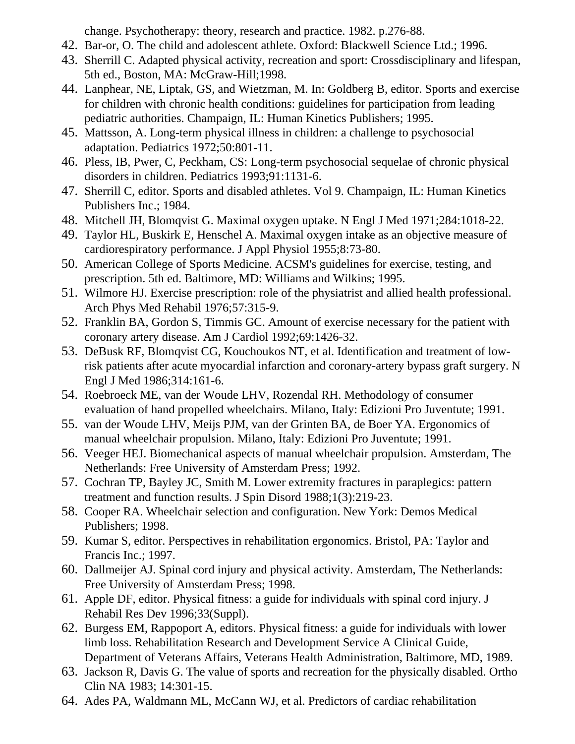change. Psychotherapy: theory, research and practice. 1982. p.276-88.

42. Bar-or, O. The child and adolescent athlete. Oxford: Blackwell Science Ltd.; 1996.
43. Sherrill C. Adapted physical activity, recreation and sport: Crossdisciplinary and lifespan, 5th ed., Boston, MA: McGraw-Hill;1998.
44. Lanphear, NE, Liptak, GS, and Wietzman, M. In: Goldberg B, editor. Sports and exercise for children with chronic health conditions: guidelines for participation from leading pediatric authorities. Champaign, IL: Human Kinetics Publishers; 1995.
45. Mattsson, A. Long-term physical illness in children: a challenge to psychosocial adaptation. Pediatrics 1972;50:801-11.
46. Pless, IB, Pwer, C, Peckham, CS: Long-term psychosocial sequelae of chronic physical disorders in children. Pediatrics 1993;91:1131-6.
47. Sherrill C, editor. Sports and disabled athletes. Vol 9. Champaign, IL: Human Kinetics Publishers Inc.; 1984.
48. Mitchell JH, Blomqvist G. Maximal oxygen uptake. N Engl J Med 1971;284:1018-22.
49. Taylor HL, Buskirk E, Henschel A. Maximal oxygen intake as an objective measure of cardiorespiratory performance. J Appl Physiol 1955;8:73-80.
50. American College of Sports Medicine. ACSM's guidelines for exercise, testing, and prescription. 5th ed. Baltimore, MD: Williams and Wilkins; 1995.
51. Wilmore HJ. Exercise prescription: role of the physiatrist and allied health professional. Arch Phys Med Rehabil 1976;57:315-9.
52. Franklin BA, Gordon S, Timmis GC. Amount of exercise necessary for the patient with coronary artery disease. Am J Cardiol 1992;69:1426-32.
53. DeBusk RF, Blomqvist CG, Kouchoukos NT, et al. Identification and treatment of low-risk patients after acute myocardial infarction and coronary-artery bypass graft surgery. N Engl J Med 1986;314:161-6.
54. Roebroeck ME, van der Woude LHV, Rozendal RH. Methodology of consumer evaluation of hand propelled wheelchairs. Milano, Italy: Edizioni Pro Juventute; 1991.
55. van der Woude LHV, Meijs PJM, van der Grinten BA, de Boer YA. Ergonomics of manual wheelchair propulsion. Milano, Italy: Edizioni Pro Juventute; 1991.
56. Veeger HEJ. Biomechanical aspects of manual wheelchair propulsion. Amsterdam, The Netherlands: Free University of Amsterdam Press; 1992.
57. Cochran TP, Bayley JC, Smith M. Lower extremity fractures in paraplegics: pattern treatment and function results. J Spin Disord 1988;1(3):219-23.
58. Cooper RA. Wheelchair selection and configuration. New York: Demos Medical Publishers; 1998.
59. Kumar S, editor. Perspectives in rehabilitation ergonomics. Bristol, PA: Taylor and Francis Inc.; 1997.
60. Dallmeijer AJ. Spinal cord injury and physical activity. Amsterdam, The Netherlands: Free University of Amsterdam Press; 1998.
61. Apple DF, editor. Physical fitness: a guide for individuals with spinal cord injury. J Rehabil Res Dev 1996;33(Suppl).
62. Burgess EM, Rappoport A, editors. Physical fitness: a guide for individuals with lower limb loss. Rehabilitation Research and Development Service A Clinical Guide, Department of Veterans Affairs, Veterans Health Administration, Baltimore, MD, 1989.
63. Jackson R, Davis G. The value of sports and recreation for the physically disabled. Ortho Clin NA 1983; 14:301-15.
64. Ades PA, Waldmann ML, McCann WJ, et al. Predictors of cardiac rehabilitation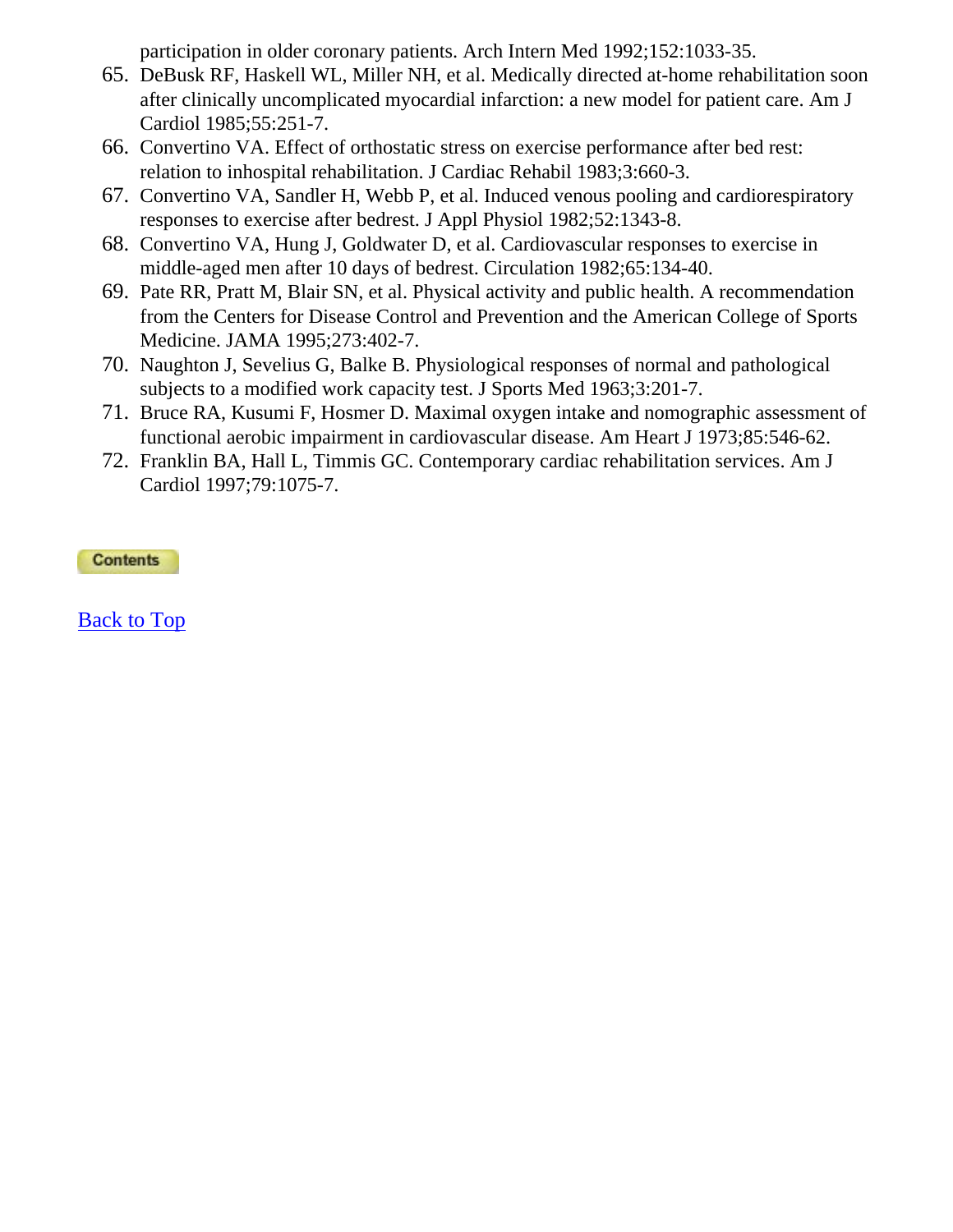participation in older coronary patients. Arch Intern Med 1992;152:1033-35.

65. DeBusk RF, Haskell WL, Miller NH, et al. Medically directed at-home rehabilitation soon after clinically uncomplicated myocardial infarction: a new model for patient care. Am J Cardiol 1985;55:251-7.
66. Convertino VA. Effect of orthostatic stress on exercise performance after bed rest: relation to inhospital rehabilitation. J Cardiac Rehabil 1983;3:660-3.
67. Convertino VA, Sandler H, Webb P, et al. Induced venous pooling and cardiorespiratory responses to exercise after bedrest. J Appl Physiol 1982;52:1343-8.
68. Convertino VA, Hung J, Goldwater D, et al. Cardiovascular responses to exercise in middle-aged men after 10 days of bedrest. Circulation 1982;65:134-40.
69. Pate RR, Pratt M, Blair SN, et al. Physical activity and public health. A recommendation from the Centers for Disease Control and Prevention and the American College of Sports Medicine. JAMA 1995;273:402-7.
70. Naughton J, Sevelius G, Balke B. Physiological responses of normal and pathological subjects to a modified work capacity test. J Sports Med 1963;3:201-7.
71. Bruce RA, Kusumi F, Hosmer D. Maximal oxygen intake and nomographic assessment of functional aerobic impairment in cardiovascular disease. Am Heart J 1973;85:546-62.
72. Franklin BA, Hall L, Timmis GC. Contemporary cardiac rehabilitation services. Am J Cardiol 1997;79:1075-7.

Contents

Back to Top